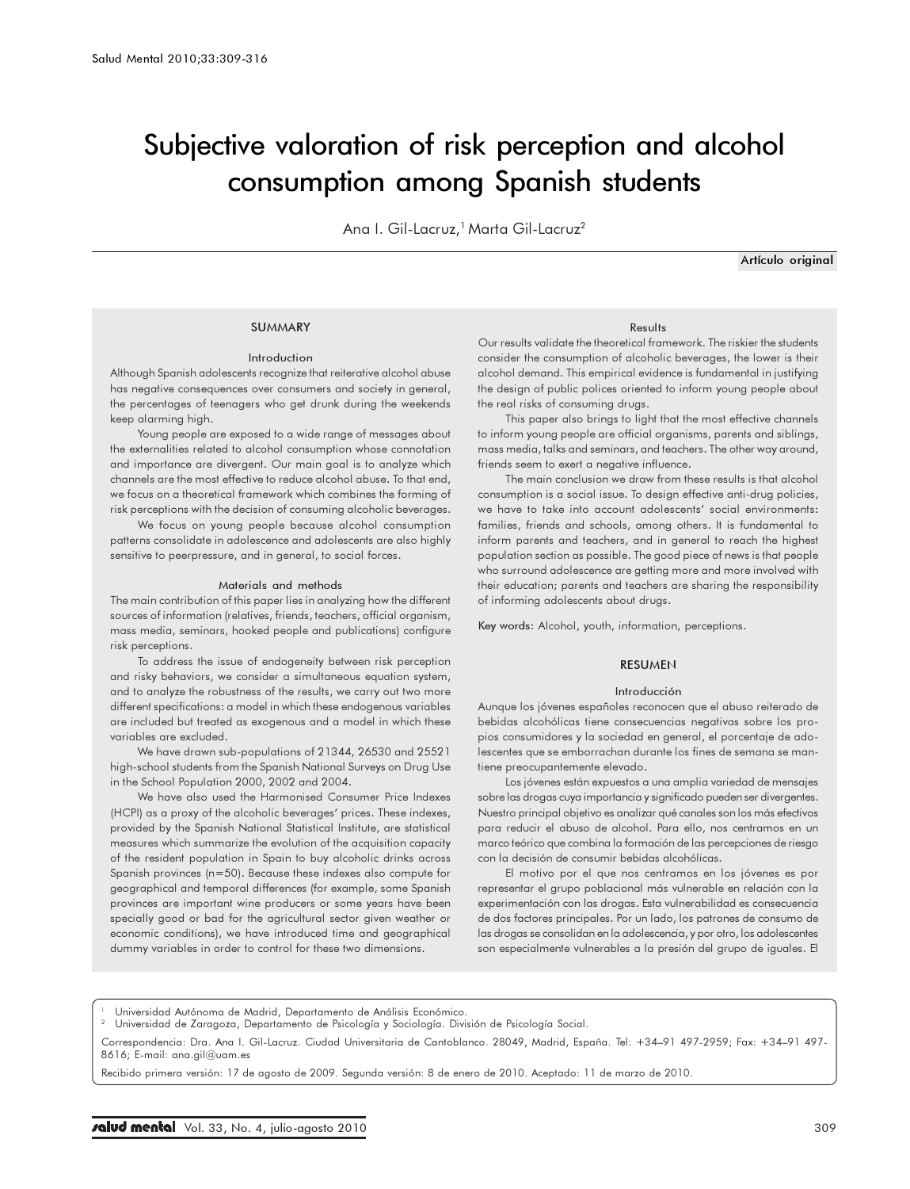# Subjective valoration of risk perception and alcohol consumption among Spanish students

Ana I. Gil-Lacruz,[1] Marta Gil-Lacruz[2]

Artículo original

## SUMMARY

### Introduction

Although Spanish adolescents recognize that reiterative alcohol abuse has negative consequences over consumers and society in general, the percentages of teenagers who get drunk during the weekends keep alarming high.

Young people are exposed to a wide range of messages about the externalities related to alcohol consumption whose connotation and importance are divergent. Our main goal is to analyze which channels are the most effective to reduce alcohol abuse. To that end, we focus on a theoretical framework which combines the forming of risk perceptions with the decision of consuming alcoholic beverages.

We focus on young people because alcohol consumption patterns consolidate in adolescence and adolescents are also highly sensitive to peerpressure, and in general, to social forces.

### Materials and methods

The main contribution of this paper lies in analyzing how the different sources of information (relatives, friends, teachers, official organism, mass media, seminars, hooked people and publications) configure risk perceptions.

To address the issue of endogeneity between risk perception and risky behaviors, we consider a simultaneous equation system, and to analyze the robustness of the results, we carry out two more different specifications: a model in which these endogenous variables are included but treated as exogenous and a model in which these variables are excluded.

We have drawn sub-populations of 21344, 26530 and 25521 high-school students from the Spanish National Surveys on Drug Use in the School Population 2000, 2002 and 2004.

We have also used the Harmonised Consumer Price Indexes (HCPI) as a proxy of the alcoholic beverages' prices. These indexes, provided by the Spanish National Statistical Institute, are statistical measures which summarize the evolution of the acquisition capacity of the resident population in Spain to buy alcoholic drinks across Spanish provinces (n=50). Because these indexes also compute for geographical and temporal differences (for example, some Spanish provinces are important wine producers or some years have been specially good or bad for the agricultural sector given weather or economic conditions), we have introduced time and geographical dummy variables in order to control for these two dimensions.

### Results

Our results validate the theoretical framework. The riskier the students consider the consumption of alcoholic beverages, the lower is their alcohol demand. This empirical evidence is fundamental in justifying the design of public polices oriented to inform young people about the real risks of consuming drugs.

This paper also brings to light that the most effective channels to inform young people are official organisms, parents and siblings, mass media, talks and seminars, and teachers. The other way around, friends seem to exert a negative influence.

The main conclusion we draw from these results is that alcohol consumption is a social issue. To design effective anti-drug policies, we have to take into account adolescents' social environments: families, friends and schools, among others. It is fundamental to inform parents and teachers, and in general to reach the highest population section as possible. The good piece of news is that people who surround adolescence are getting more and more involved with their education; parents and teachers are sharing the responsibility of informing adolescents about drugs.

**Key words:** Alcohol, youth, information, perceptions.

## RESUMEN

### Introducción

Aunque los jóvenes españoles reconocen que el abuso reiterado de bebidas alcohólicas tiene consecuencias negativas sobre los propios consumidores y la sociedad en general, el porcentaje de adolescentes que se emborrachan durante los fines de semana se mantiene preocupantemente elevado.

Los jóvenes están expuestos a una amplia variedad de mensajes sobre las drogas cuya importancia y significado pueden ser divergentes. Nuestro principal objetivo es analizar qué canales son los más efectivos para reducir el abuso de alcohol. Para ello, nos centramos en un marco teórico que combina la formación de las percepciones de riesgo con la decisión de consumir bebidas alcohólicas.

El motivo por el que nos centramos en los jóvenes es por representar el grupo poblacional más vulnerable en relación con la experimentación con las drogas. Esta vulnerabilidad es consecuencia de dos factores principales. Por un lado, los patrones de consumo de las drogas se consolidan en la adolescencia, y por otro, los adolescentes son especialmente vulnerables a la presión del grupo de iguales. El

---

[1] Universidad Autónoma de Madrid, Departamento de Análisis Económico.
[2] Universidad de Zaragoza, Departamento de Psicología y Sociología. División de Psicología Social.

Correspondencia: Dra. Ana I. Gil-Lacruz. Ciudad Universitaria de Cantoblanco. 28049, Madrid, España. Tel: +34–91 497-2959; Fax: +34–91 497-8616; E-mail: ana.gil@uam.es

Recibido primera versión: 17 de agosto de 2009. Segunda versión: 8 de enero de 2010. Aceptado: 11 de marzo de 2010.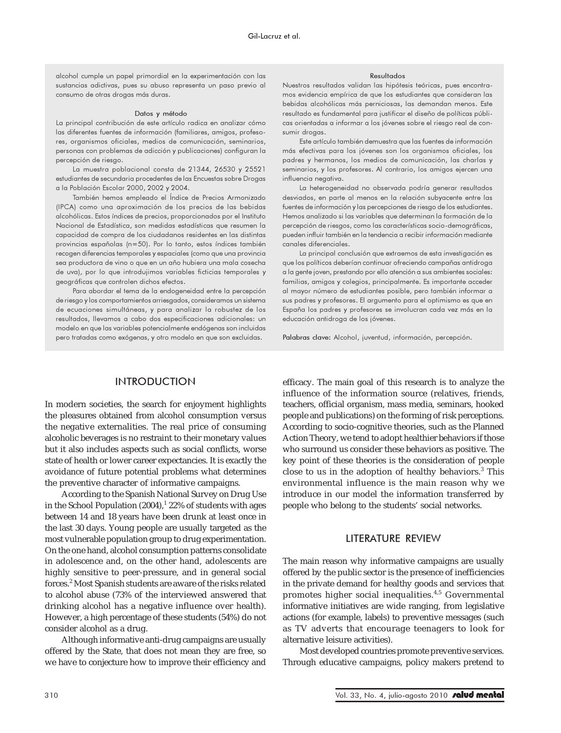alcohol cumple un papel primordial en la experimentación con las sustancias adictivas, pues su abuso representa un paso previo al consumo de otras drogas más duras.

#### Datos y método

La principal contribución de este artículo radica en analizar cómo las diferentes fuentes de información (familiares, amigos, profesores, organismos oficiales, medios de comunicación, seminarios, personas con problemas de adicción y publicaciones) configuran la percepción de riesgo.

La muestra poblacional consta de 21344, 26530 y 25521 estudiantes de secundaria procedentes de las Encuestas sobre Drogas a la Población Escolar 2000, 2002 y 2004.

También hemos empleado el Índice de Precios Armonizado (IPCA) como una aproximación de los precios de las bebidas alcohólicas. Estos índices de precios, proporcionados por el Instituto Nacional de Estadística, son medidas estadísticas que resumen la capacidad de compra de los ciudadanos residentes en las distintas provincias españolas (n=50). Por lo tanto, estos índices también recogen diferencias temporales y espaciales (como que una provincia sea productora de vino o que en un año hubiera una mala cosecha de uva), por lo que introdujimos variables ficticias temporales y geográficas que controlen dichos efectos.

Para abordar el tema de la endogeneidad entre la percepción de riesgo y los comportamientos arriesgados, consideramos un sistema de ecuaciones simultáneas, y para analizar la robustez de los resultados, llevamos a cabo dos especificaciones adicionales: un modelo en que las variables potencialmente endógenas son incluidas pero tratadas como exógenas, y otro modelo en que son excluidas.

#### Resultados

Nuestros resultados validan las hipótesis teóricas, pues encontramos evidencia empírica de que los estudiantes que consideran las bebidas alcohólicas más perniciosas, las demandan menos. Este resultado es fundamental para justificar el diseño de políticas públicas orientadas a informar a los jóvenes sobre el riesgo real de consumir drogas.

Este artículo también demuestra que las fuentes de información más efectivas para los jóvenes son los organismos oficiales, los padres y hermanos, los medios de comunicación, las charlas y seminarios, y los profesores. Al contrario, los amigos ejercen una influencia negativa.

La heterogeneidad no observada podría generar resultados desviados, en parte al menos en la relación subyacente entre las fuentes de información y las percepciones de riesgo de los estudiantes. Hemos analizado si las variables que determinan la formación de la percepción de riesgos, como las características socio-demográficas, pueden influir también en la tendencia a recibir información mediante canales diferenciales.

La principal conclusión que extraemos de esta investigación es que los políticos deberían continuar ofreciendo campañas antidroga a la gente joven, prestando por ello atención a sus ambientes sociales: familias, amigos y colegios, principalmente. Es importante acceder al mayor número de estudiantes posible, pero también informar a sus padres y profesores. El argumento para el optimismo es que en España los padres y profesores se involucran cada vez más en la educación antidroga de los jóvenes.

**Palabras clave:** Alcohol, juventud, información, percepción.

## INTRODUCTION

In modern societies, the search for enjoyment highlights the pleasures obtained from alcohol consumption versus the negative externalities. The real price of consuming alcoholic beverages is no restraint to their monetary values but it also includes aspects such as social conflicts, worse state of health or lower career expectancies. It is exactly the avoidance of future potential problems what determines the preventive character of informative campaigns.

According to the Spanish National Survey on Drug Use in the School Population (2004),[1] 22% of students with ages between 14 and 18 years have been drunk at least once in the last 30 days. Young people are usually targeted as the most vulnerable population group to drug experimentation. On the one hand, alcohol consumption patterns consolidate in adolescence and, on the other hand, adolescents are highly sensitive to peer-pressure, and in general social forces.[2] Most Spanish students are aware of the risks related to alcohol abuse (73% of the interviewed answered that drinking alcohol has a negative influence over health). However, a high percentage of these students (54%) do not consider alcohol as a drug.

Although informative anti-drug campaigns are usually offered by the State, that does not mean they are free, so we have to conjecture how to improve their efficiency and efficacy. The main goal of this research is to analyze the influence of the information source (relatives, friends, teachers, official organism, mass media, seminars, hooked people and publications) on the forming of risk perceptions. According to socio-cognitive theories, such as the Planned Action Theory, we tend to adopt healthier behaviors if those who surround us consider these behaviors as positive. The key point of these theories is the consideration of people close to us in the adoption of healthy behaviors.[3] This environmental influence is the main reason why we introduce in our model the information transferred by people who belong to the students' social networks.

## LITERATURE REVIEW

The main reason why informative campaigns are usually offered by the public sector is the presence of inefficiencies in the private demand for healthy goods and services that promotes higher social inequalities.[4,5] Governmental informative initiatives are wide ranging, from legislative actions (for example, labels) to preventive messages (such as TV adverts that encourage teenagers to look for alternative leisure activities).

Most developed countries promote preventive services. Through educative campaigns, policy makers pretend to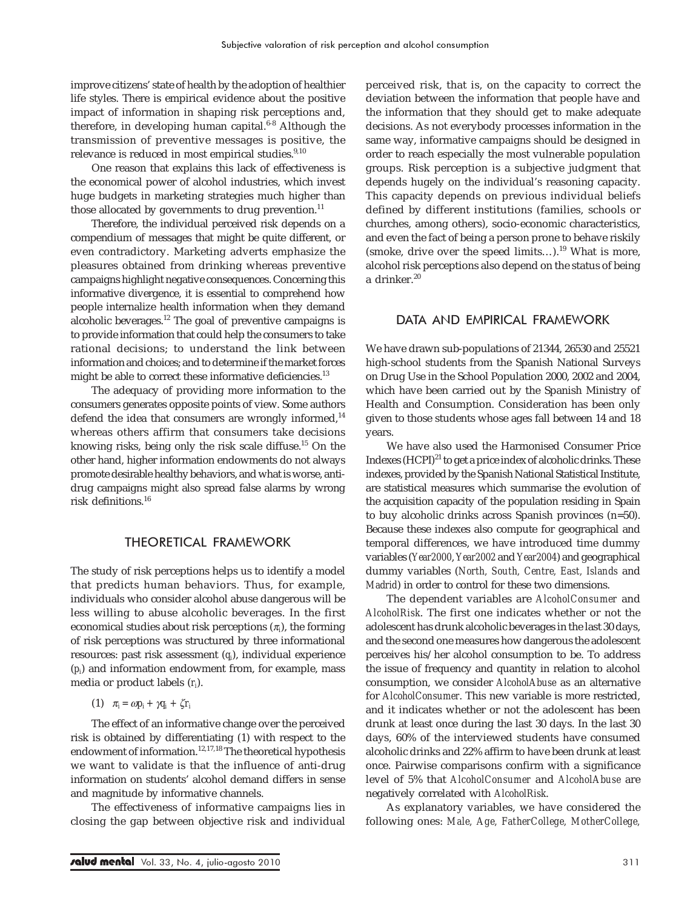improve citizens' state of health by the adoption of healthier life styles. There is empirical evidence about the positive impact of information in shaping risk perceptions and, therefore, in developing human capital.[6-8] Although the transmission of preventive messages is positive, the relevance is reduced in most empirical studies.[9,10]

One reason that explains this lack of effectiveness is the economical power of alcohol industries, which invest huge budgets in marketing strategies much higher than those allocated by governments to drug prevention.[11]

Therefore, the individual perceived risk depends on a compendium of messages that might be quite different, or even contradictory. Marketing adverts emphasize the pleasures obtained from drinking whereas preventive campaigns highlight negative consequences. Concerning this informative divergence, it is essential to comprehend how people internalize health information when they demand alcoholic beverages.[12] The goal of preventive campaigns is to provide information that could help the consumers to take rational decisions; to understand the link between information and choices; and to determine if the market forces might be able to correct these informative deficiencies.[13]

The adequacy of providing more information to the consumers generates opposite points of view. Some authors defend the idea that consumers are wrongly informed,[14] whereas others affirm that consumers take decisions knowing risks, being only the risk scale diffuse.[15] On the other hand, higher information endowments do not always promote desirable healthy behaviors, and what is worse, anti-drug campaigns might also spread false alarms by wrong risk definitions.[16]

## THEORETICAL FRAMEWORK

The study of risk perceptions helps us to identify a model that predicts human behaviors. Thus, for example, individuals who consider alcohol abuse dangerous will be less willing to abuse alcoholic beverages. In the first economical studies about risk perceptions ($\pi_i$), the forming of risk perceptions was structured by three informational resources: past risk assessment ($q_i$), individual experience ($p_i$) and information endowment from, for example, mass media or product labels ($r_i$).

(1) $\pi_i = \omega p_i + \gamma q_i + \zeta r_i$

The effect of an informative change over the perceived risk is obtained by differentiating (1) with respect to the endowment of information.[12,17,18] The theoretical hypothesis we want to validate is that the influence of anti-drug information on students' alcohol demand differs in sense and magnitude by informative channels.

The effectiveness of informative campaigns lies in closing the gap between objective risk and individual perceived risk, that is, on the capacity to correct the deviation between the information that people have and the information that they should get to make adequate decisions. As not everybody processes information in the same way, informative campaigns should be designed in order to reach especially the most vulnerable population groups. Risk perception is a subjective judgment that depends hugely on the individual's reasoning capacity. This capacity depends on previous individual beliefs defined by different institutions (families, schools or churches, among others), socio-economic characteristics, and even the fact of being a person prone to behave riskily (smoke, drive over the speed limits…).[19] What is more, alcohol risk perceptions also depend on the status of being a drinker.[20]

## DATA AND EMPIRICAL FRAMEWORK

We have drawn sub-populations of 21344, 26530 and 25521 high-school students from the Spanish National Surveys on Drug Use in the School Population 2000, 2002 and 2004, which have been carried out by the Spanish Ministry of Health and Consumption. Consideration has been only given to those students whose ages fall between 14 and 18 years.

We have also used the Harmonised Consumer Price Indexes (HCPI)[21] to get a price index of alcoholic drinks. These indexes, provided by the Spanish National Statistical Institute, are statistical measures which summarise the evolution of the acquisition capacity of the population residing in Spain to buy alcoholic drinks across Spanish provinces (n=50). Because these indexes also compute for geographical and temporal differences, we have introduced time dummy variables (*Year2000*, *Year2002* and *Year2004*) and geographical dummy variables (*North, South, Centre, East, Islands* and *Madrid*) in order to control for these two dimensions.

The dependent variables are *AlcoholConsumer* and *AlcoholRisk*. The first one indicates whether or not the adolescent has drunk alcoholic beverages in the last 30 days, and the second one measures how dangerous the adolescent perceives his/her alcohol consumption to be. To address the issue of frequency and quantity in relation to alcohol consumption, we consider *AlcoholAbuse* as an alternative for *AlcoholConsumer*. This new variable is more restricted, and it indicates whether or not the adolescent has been drunk at least once during the last 30 days. In the last 30 days, 60% of the interviewed students have consumed alcoholic drinks and 22% affirm to have been drunk at least once. Pairwise comparisons confirm with a significance level of 5% that *AlcoholConsumer* and *AlcoholAbuse* are negatively correlated with *AlcoholRisk*.

As explanatory variables, we have considered the following ones: *Male, Age, FatherCollege, MotherCollege,*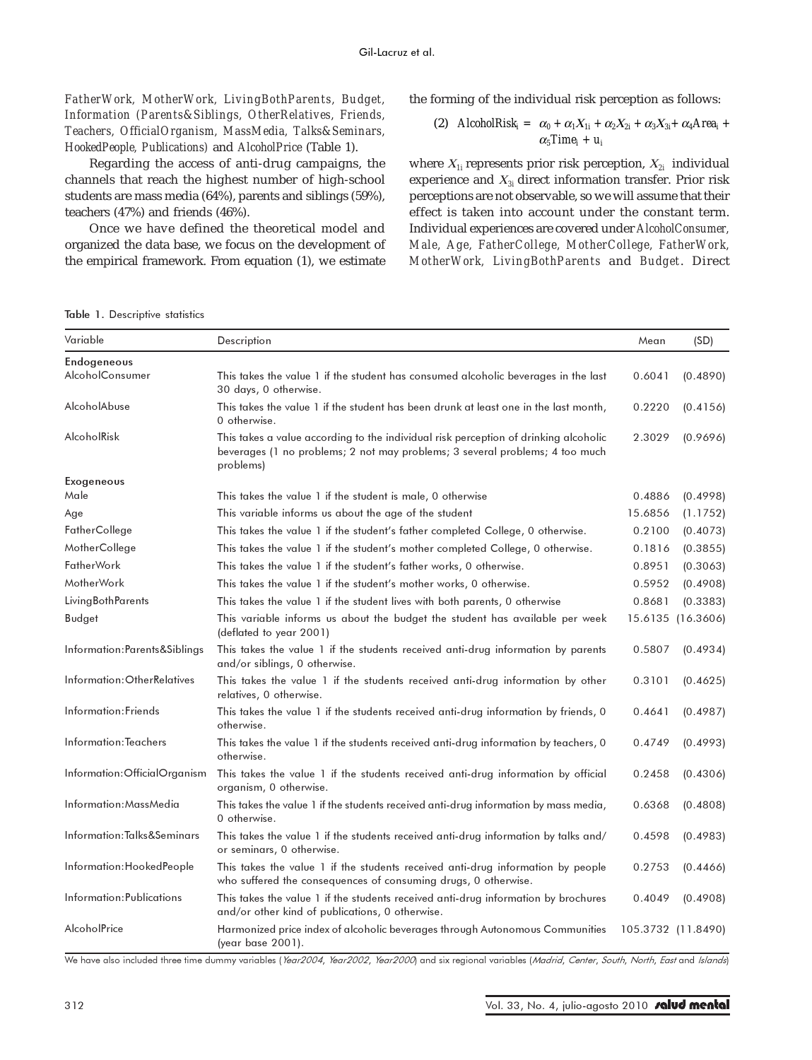*FatherWork, MotherWork, LivingBothParents, Budget, Information (Parents&Siblings, OtherRelatives, Friends, Teachers, OfficialOrganism, MassMedia, Talks&Seminars, HookedPeople, Publications)* and *AlcoholPrice* (Table 1).

Regarding the access of anti-drug campaigns, the channels that reach the highest number of high-school students are mass media (64%), parents and siblings (59%), teachers (47%) and friends (46%).

Once we have defined the theoretical model and organized the data base, we focus on the development of the empirical framework. From equation (1), we estimate the forming of the individual risk perception as follows:

$$(2)\quad AlcoholRisk_i = \alpha_0 + \alpha_1 X_{1i} + \alpha_2 X_{2i} + \alpha_3 X_{3i} + \alpha_4 Area_i + \alpha_5 Time_i + u_i$$

where $X_{1i}$ represents prior risk perception, $X_{2i}$ individual experience and $X_{3i}$ direct information transfer. Prior risk perceptions are not observable, so we will assume that their effect is taken into account under the constant term. Individual experiences are covered under *AlcoholConsumer, Male, Age, FatherCollege, MotherCollege, FatherWork, MotherWork, LivingBothParents* and *Budget*. Direct

**Table 1.** Descriptive statistics

| Variable | Description | Mean | (SD) |
|---|---|---|---|
| **Endogeneous** | | | |
| AlcoholConsumer | This takes the value 1 if the student has consumed alcoholic beverages in the last 30 days, 0 otherwise. | 0.6041 | (0.4890) |
| AlcoholAbuse | This takes the value 1 if the student has been drunk at least one in the last month, 0 otherwise. | 0.2220 | (0.4156) |
| AlcoholRisk | This takes a value according to the individual risk perception of drinking alcoholic beverages (1 no problems; 2 not may problems; 3 several problems; 4 too much problems) | 2.3029 | (0.9696) |
| **Exogeneous** | | | |
| Male | This takes the value 1 if the student is male, 0 otherwise | 0.4886 | (0.4998) |
| Age | This variable informs us about the age of the student | 15.6856 | (1.1752) |
| FatherCollege | This takes the value 1 if the student's father completed College, 0 otherwise. | 0.2100 | (0.4073) |
| MotherCollege | This takes the value 1 if the student's mother completed College, 0 otherwise. | 0.1816 | (0.3855) |
| FatherWork | This takes the value 1 if the student's father works, 0 otherwise. | 0.8951 | (0.3063) |
| MotherWork | This takes the value 1 if the student's mother works, 0 otherwise. | 0.5952 | (0.4908) |
| LivingBothParents | This takes the value 1 if the student lives with both parents, 0 otherwise | 0.8681 | (0.3383) |
| Budget | This variable informs us about the budget the student has available per week (deflated to year 2001) | 15.6135 | (16.3606) |
| Information:Parents&Siblings | This takes the value 1 if the students received anti-drug information by parents and/or siblings, 0 otherwise. | 0.5807 | (0.4934) |
| Information:OtherRelatives | This takes the value 1 if the students received anti-drug information by other relatives, 0 otherwise. | 0.3101 | (0.4625) |
| Information:Friends | This takes the value 1 if the students received anti-drug information by friends, 0 otherwise. | 0.4641 | (0.4987) |
| Information:Teachers | This takes the value 1 if the students received anti-drug information by teachers, 0 otherwise. | 0.4749 | (0.4993) |
| Information:OfficialOrganism | This takes the value 1 if the students received anti-drug information by official organism, 0 otherwise. | 0.2458 | (0.4306) |
| Information:MassMedia | This takes the value 1 if the students received anti-drug information by mass media, 0 otherwise. | 0.6368 | (0.4808) |
| Information:Talks&Seminars | This takes the value 1 if the students received anti-drug information by talks and/or seminars, 0 otherwise. | 0.4598 | (0.4983) |
| Information:HookedPeople | This takes the value 1 if the students received anti-drug information by people who suffered the consequences of consuming drugs, 0 otherwise. | 0.2753 | (0.4466) |
| Information:Publications | This takes the value 1 if the students received anti-drug information by brochures and/or other kind of publications, 0 otherwise. | 0.4049 | (0.4908) |
| AlcoholPrice | Harmonized price index of alcoholic beverages through Autonomous Communities (year base 2001). | 105.3732 | (11.8490) |

We have also included three time dummy variables (*Year2004*, *Year2002*, *Year2000*) and six regional variables (*Madrid*, *Center*, *South*, *North*, *East* and *Islands*)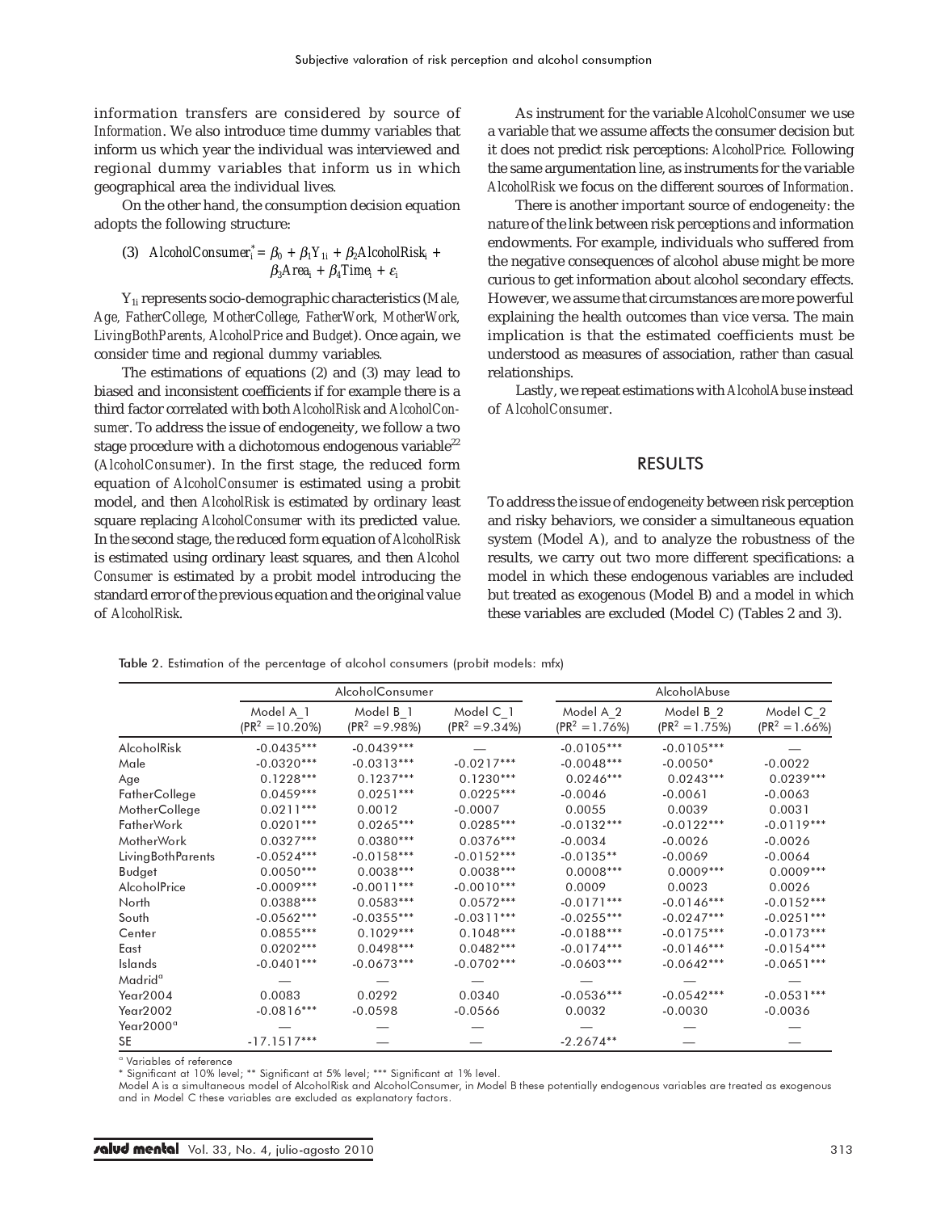information transfers are considered by source of *Information*. We also introduce time dummy variables that inform us which year the individual was interviewed and regional dummy variables that inform us in which geographical area the individual lives.

On the other hand, the consumption decision equation adopts the following structure:

$$(3)\quad AlcoholConsumer_i^* = \beta_0 + \beta_1 Y_{1i} + \beta_2 AlcoholRisk_i + \beta_3 Area_i + \beta_4 Time_i + \varepsilon_i$$

$Y_{1i}$ represents socio-demographic characteristics (*Male, Age, FatherCollege, MotherCollege, FatherWork, MotherWork, LivingBothParents, AlcoholPrice* and *Budget*). Once again, we consider time and regional dummy variables.

The estimations of equations (2) and (3) may lead to biased and inconsistent coefficients if for example there is a third factor correlated with both *AlcoholRisk* and *AlcoholConsumer*. To address the issue of endogeneity, we follow a two stage procedure with a dichotomous endogenous variable[22] (*AlcoholConsumer*). In the first stage, the reduced form equation of *AlcoholConsumer* is estimated using a probit model, and then *AlcoholRisk* is estimated by ordinary least square replacing *AlcoholConsumer* with its predicted value. In the second stage, the reduced form equation of *AlcoholRisk* is estimated using ordinary least squares, and then *Alcohol Consumer* is estimated by a probit model introducing the standard error of the previous equation and the original value of *AlcoholRisk*.

As instrument for the variable *AlcoholConsumer* we use a variable that we assume affects the consumer decision but it does not predict risk perceptions: *AlcoholPrice.* Following the same argumentation line, as instruments for the variable *AlcoholRisk* we focus on the different sources of *Information*.

There is another important source of endogeneity: the nature of the link between risk perceptions and information endowments. For example, individuals who suffered from the negative consequences of alcohol abuse might be more curious to get information about alcohol secondary effects. However, we assume that circumstances are more powerful explaining the health outcomes than vice versa. The main implication is that the estimated coefficients must be understood as measures of association, rather than casual relationships.

Lastly, we repeat estimations with *AlcoholAbuse* instead of *AlcoholConsumer*.

## RESULTS

To address the issue of endogeneity between risk perception and risky behaviors, we consider a simultaneous equation system (Model A), and to analyze the robustness of the results, we carry out two more different specifications: a model in which these endogenous variables are included but treated as exogenous (Model B) and a model in which these variables are excluded (Model C) (Tables 2 and 3).

**Table 2.** Estimation of the percentage of alcohol consumers (probit models: mfx)

| | AlcoholConsumer | | | AlcoholAbuse | | |
|---|---|---|---|---|---|---|
| | Model A_1 ($PR^2$ =10.20%) | Model B_1 ($PR^2$ =9.98%) | Model C_1 ($PR^2$ =9.34%) | Model A_2 ($PR^2$ =1.76%) | Model B_2 ($PR^2$ =1.75%) | Model C_2 ($PR^2$ =1.66%) |
| AlcoholRisk | -0.0435*** | -0.0439*** | — | -0.0105*** | -0.0105*** | — |
| Male | -0.0320*** | -0.0313*** | -0.0217*** | -0.0048*** | -0.0050* | -0.0022 |
| Age | 0.1228*** | 0.1237*** | 0.1230*** | 0.0246*** | 0.0243*** | 0.0239*** |
| FatherCollege | 0.0459*** | 0.0251*** | 0.0225*** | -0.0046 | -0.0061 | -0.0063 |
| MotherCollege | 0.0211*** | 0.0012 | -0.0007 | 0.0055 | 0.0039 | 0.0031 |
| FatherWork | 0.0201*** | 0.0265*** | 0.0285*** | -0.0132*** | -0.0122*** | -0.0119*** |
| MotherWork | 0.0327*** | 0.0380*** | 0.0376*** | -0.0034 | -0.0026 | -0.0026 |
| LivingBothParents | -0.0524*** | -0.0158*** | -0.0152*** | -0.0135** | -0.0069 | -0.0064 |
| Budget | 0.0050*** | 0.0038*** | 0.0038*** | 0.0008*** | 0.0009*** | 0.0009*** |
| AlcoholPrice | -0.0009*** | -0.0011*** | -0.0010*** | 0.0009 | 0.0023 | 0.0026 |
| North | 0.0388*** | 0.0583*** | 0.0572*** | -0.0171*** | -0.0146*** | -0.0152*** |
| South | -0.0562*** | -0.0355*** | -0.0311*** | -0.0255*** | -0.0247*** | -0.0251*** |
| Center | 0.0855*** | 0.1029*** | 0.1048*** | -0.0188*** | -0.0175*** | -0.0173*** |
| East | 0.0202*** | 0.0498*** | 0.0482*** | -0.0174*** | -0.0146*** | -0.0154*** |
| Islands | -0.0401*** | -0.0673*** | -0.0702*** | -0.0603*** | -0.0642*** | -0.0651*** |
| Madrid[a] | — | — | — | — | — | — |
| Year2004 | 0.0083 | 0.0292 | 0.0340 | -0.0536*** | -0.0542*** | -0.0531*** |
| Year2002 | -0.0816*** | -0.0598 | -0.0566 | 0.0032 | -0.0030 | -0.0036 |
| Year2000[a] | — | — | — | — | — | — |
| SE | -17.1517*** | — | — | -2.2674** | — | — |

[a] Variables of reference

\* Significant at 10% level; ** Significant at 5% level; *** Significant at 1% level.

Model A is a simultaneous model of AlcoholRisk and AlcoholConsumer, in Model B these potentially endogenous variables are treated as exogenous and in Model C these variables are excluded as explanatory factors.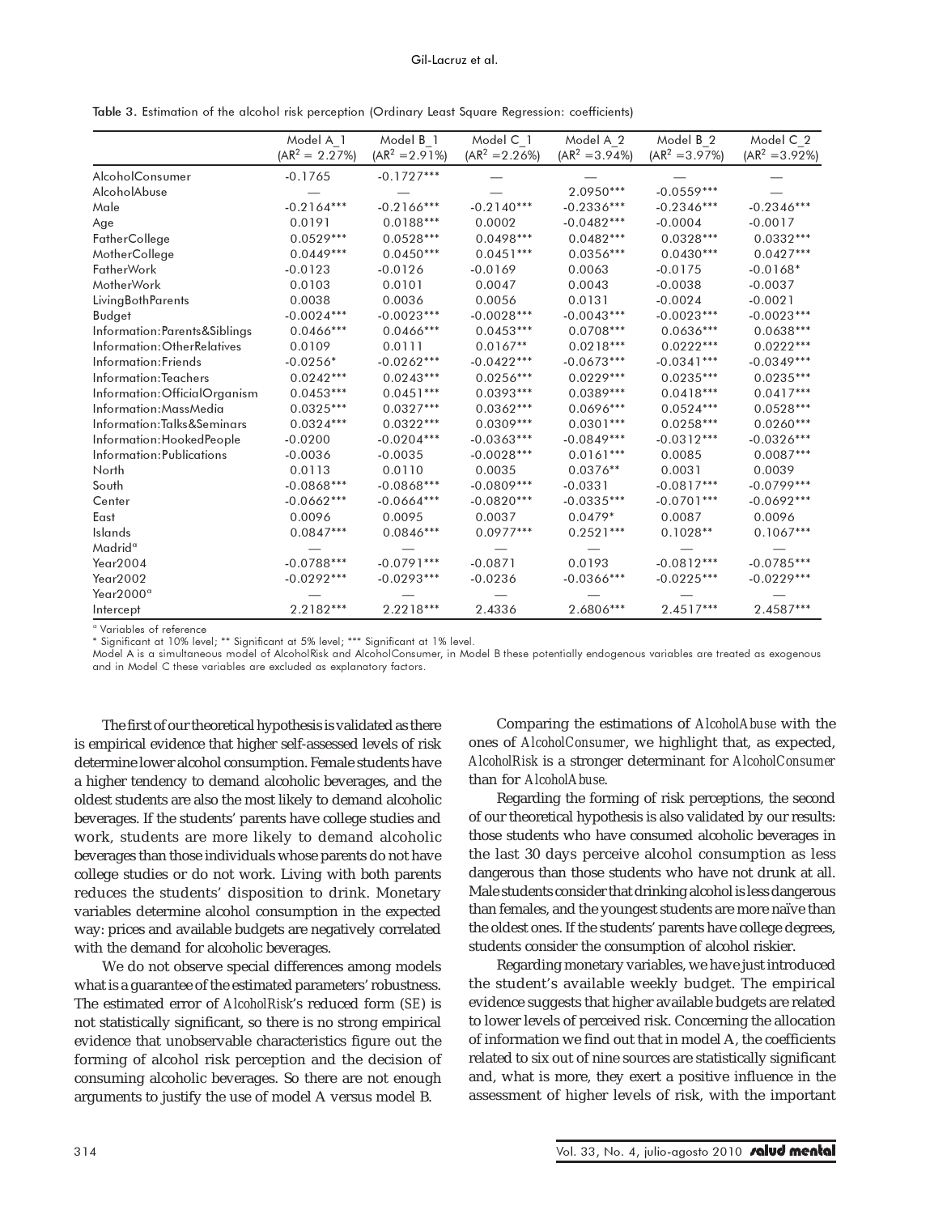Table 3. Estimation of the alcohol risk perception (Ordinary Least Square Regression: coefficients)

| | Model A_1 ($AR^2$ = 2.27%) | Model B_1 ($AR^2$ =2.91%) | Model C_1 ($AR^2$ =2.26%) | Model A_2 ($AR^2$ =3.94%) | Model B_2 ($AR^2$ =3.97%) | Model C_2 ($AR^2$ =3.92%) |
|---|---|---|---|---|---|---|
| AlcoholConsumer | -0.1765 | -0.1727*** | — | — | — | — |
| AlcoholAbuse | — | — | — | 2.0950*** | -0.0559*** | — |
| Male | -0.2164*** | -0.2166*** | -0.2140*** | -0.2336*** | -0.2346*** | -0.2346*** |
| Age | 0.0191 | 0.0188*** | 0.0002 | -0.0482*** | -0.0004 | -0.0017 |
| FatherCollege | 0.0529*** | 0.0528*** | 0.0498*** | 0.0482*** | 0.0328*** | 0.0332*** |
| MotherCollege | 0.0449*** | 0.0450*** | 0.0451*** | 0.0356*** | 0.0430*** | 0.0427*** |
| FatherWork | -0.0123 | -0.0126 | -0.0169 | 0.0063 | -0.0175 | -0.0168* |
| MotherWork | 0.0103 | 0.0101 | 0.0047 | 0.0043 | -0.0038 | -0.0037 |
| LivingBothParents | 0.0038 | 0.0036 | 0.0056 | 0.0131 | -0.0024 | -0.0021 |
| Budget | -0.0024*** | -0.0023*** | -0.0028*** | -0.0043*** | -0.0023*** | -0.0023*** |
| Information:Parents&Siblings | 0.0466*** | 0.0466*** | 0.0453*** | 0.0708*** | 0.0636*** | 0.0638*** |
| Information:OtherRelatives | 0.0109 | 0.0111 | 0.0167** | 0.0218*** | 0.0222*** | 0.0222*** |
| Information:Friends | -0.0256* | -0.0262*** | -0.0422*** | -0.0673*** | -0.0341*** | -0.0349*** |
| Information:Teachers | 0.0242*** | 0.0243*** | 0.0256*** | 0.0229*** | 0.0235*** | 0.0235*** |
| Information:OfficialOrganism | 0.0453*** | 0.0451*** | 0.0393*** | 0.0389*** | 0.0418*** | 0.0417*** |
| Information:MassMedia | 0.0325*** | 0.0327*** | 0.0362*** | 0.0696*** | 0.0524*** | 0.0528*** |
| Information:Talks&Seminars | 0.0324*** | 0.0322*** | 0.0309*** | 0.0301*** | 0.0258*** | 0.0260*** |
| Information:HookedPeople | -0.0200 | -0.0204*** | -0.0363*** | -0.0849*** | -0.0312*** | -0.0326*** |
| Information:Publications | -0.0036 | -0.0035 | -0.0028*** | 0.0161*** | 0.0085 | 0.0087*** |
| North | 0.0113 | 0.0110 | 0.0035 | 0.0376** | 0.0031 | 0.0039 |
| South | -0.0868*** | -0.0868*** | -0.0809*** | -0.0331 | -0.0817*** | -0.0799*** |
| Center | -0.0662*** | -0.0664*** | -0.0820*** | -0.0335*** | -0.0701*** | -0.0692*** |
| East | 0.0096 | 0.0095 | 0.0037 | 0.0479* | 0.0087 | 0.0096 |
| Islands | 0.0847*** | 0.0846*** | 0.0977*** | 0.2521*** | 0.1028** | 0.1067*** |
| Madrid[a] | — | — | — | — | — | — |
| Year2004 | -0.0788*** | -0.0791*** | -0.0871 | 0.0193 | -0.0812*** | -0.0785*** |
| Year2002 | -0.0292*** | -0.0293*** | -0.0236 | -0.0366*** | -0.0225*** | -0.0229*** |
| Year2000[a] | — | — | — | — | — | — |
| Intercept | 2.2182*** | 2.2218*** | 2.4336 | 2.6806*** | 2.4517*** | 2.4587*** |

[a] Variables of reference

* Significant at 10% level; ** Significant at 5% level; *** Significant at 1% level.

Model A is a simultaneous model of AlcoholRisk and AlcoholConsumer, in Model B these potentially endogenous variables are treated as exogenous and in Model C these variables are excluded as explanatory factors.

The first of our theoretical hypothesis is validated as there is empirical evidence that higher self-assessed levels of risk determine lower alcohol consumption. Female students have a higher tendency to demand alcoholic beverages, and the oldest students are also the most likely to demand alcoholic beverages. If the students' parents have college studies and work, students are more likely to demand alcoholic beverages than those individuals whose parents do not have college studies or do not work. Living with both parents reduces the students' disposition to drink. Monetary variables determine alcohol consumption in the expected way: prices and available budgets are negatively correlated with the demand for alcoholic beverages.

We do not observe special differences among models what is a guarantee of the estimated parameters' robustness. The estimated error of *AlcoholRisk*'s reduced form (*SE*) is not statistically significant, so there is no strong empirical evidence that unobservable characteristics figure out the forming of alcohol risk perception and the decision of consuming alcoholic beverages. So there are not enough arguments to justify the use of model A versus model B.

Comparing the estimations of *AlcoholAbuse* with the ones of *AlcoholConsumer*, we highlight that, as expected, *AlcoholRisk* is a stronger determinant for *AlcoholConsumer* than for *AlcoholAbuse*.

Regarding the forming of risk perceptions, the second of our theoretical hypothesis is also validated by our results: those students who have consumed alcoholic beverages in the last 30 days perceive alcohol consumption as less dangerous than those students who have not drunk at all. Male students consider that drinking alcohol is less dangerous than females, and the youngest students are more naïve than the oldest ones. If the students' parents have college degrees, students consider the consumption of alcohol riskier.

Regarding monetary variables, we have just introduced the student's available weekly budget. The empirical evidence suggests that higher available budgets are related to lower levels of perceived risk. Concerning the allocation of information we find out that in model A, the coefficients related to six out of nine sources are statistically significant and, what is more, they exert a positive influence in the assessment of higher levels of risk, with the important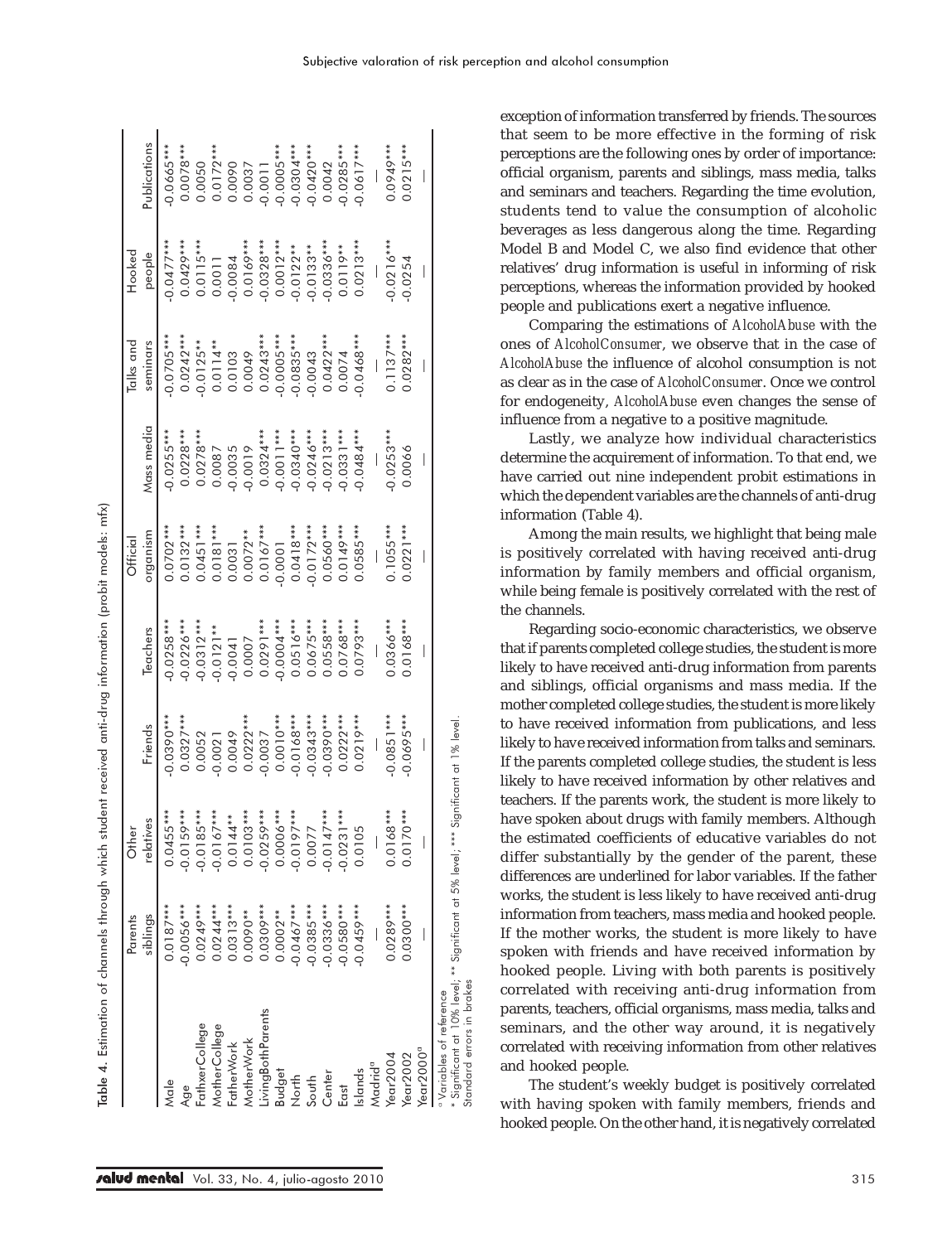**Table 4.** Estimation of channels through which student received anti-drug information (probit models: mfx)

| | Parents siblings | Other relatives | Friends | Teachers | Official organism | Mass media | Talks and seminars | Hooked people | Publications |
|---|---|---|---|---|---|---|---|---|---|
| Male | 0.0187*** | 0.0455*** | -0.0390*** | -0.0258*** | 0.0702*** | -0.0255*** | -0.0705*** | -0.0477*** | -0.0665*** |
| Age | -0.0056*** | -0.0159*** | 0.0327*** | -0.0226*** | 0.0132*** | 0.0228*** | 0.0242*** | 0.0429*** | 0.0078*** |
| FathxerCollege | 0.0249*** | -0.0185*** | 0.0052 | -0.0312*** | 0.0451*** | 0.0278*** | -0.0125** | 0.0115*** | 0.0050 |
| MotherCollege | 0.0244*** | -0.0167*** | -0.0021 | -0.0121** | 0.0181*** | 0.0087 | 0.0114** | 0.0011 | 0.0172*** |
| FatherWork | 0.0313*** | 0.0144** | 0.0049 | -0.0041 | 0.0031 | -0.0035 | 0.0103 | -0.0084 | 0.0090 |
| MotherWork | 0.0090** | 0.0103*** | 0.0222*** | 0.0007 | 0.0072** | -0.0019 | 0.0049 | 0.0169*** | 0.0037 |
| LivingBothParents | 0.0309*** | -0.0259*** | -0.0037 | 0.0291*** | 0.0167*** | 0.0324*** | 0.0243*** | -0.0328*** | -0.0011 |
| Budget | 0.0002** | 0.0006*** | 0.0010*** | -0.0004*** | -0.0001 | -0.0011*** | -0.0005*** | 0.0012*** | -0.0005*** |
| North | -0.0467*** | -0.0197*** | -0.0168*** | 0.0516*** | 0.0418*** | -0.0340*** | -0.0835*** | -0.0122** | -0.0304*** |
| South | -0.0385*** | 0.0077 | -0.0343*** | 0.0675*** | -0.0172*** | -0.0246*** | -0.0043 | -0.0133** | -0.0420*** |
| Center | -0.0336*** | -0.0147*** | -0.0390*** | 0.0558*** | 0.0560*** | -0.0213*** | 0.0422*** | -0.0336*** | 0.0042 |
| East | -0.0580*** | -0.0231*** | 0.0222*** | 0.0768*** | 0.0149*** | -0.0331*** | 0.0074 | 0.0119** | -0.0285*** |
| Islands | -0.0459*** | 0.0105 | 0.0219*** | 0.0793*** | 0.0585*** | -0.0484*** | -0.0468*** | 0.0213*** | -0.0617*** |
| Madrid[a] | — | — | — | — | — | — | — | — | — |
| Year2004 | 0.0289*** | 0.0168*** | -0.0851*** | 0.0366*** | 0.1055*** | -0.0253*** | 0.1137*** | -0.0216*** | 0.0949*** |
| Year2002 | 0.0300*** | 0.0170*** | -0.0695*** | 0.0168*** | 0.0221*** | 0.0066 | 0.0282*** | -0.0254 | 0.0215*** |
| Year2000[a] | — | — | — | — | — | — | — | — | — |

[a] Variables of reference
* Significant at 10% level; ** Significant at 5% level; *** Significant at 1% level.
Standard errors in brakes

exception of information transferred by friends. The sources that seem to be more effective in the forming of risk perceptions are the following ones by order of importance: official organism, parents and siblings, mass media, talks and seminars and teachers. Regarding the time evolution, students tend to value the consumption of alcoholic beverages as less dangerous along the time. Regarding Model B and Model C, we also find evidence that other relatives' drug information is useful in informing of risk perceptions, whereas the information provided by hooked people and publications exert a negative influence.

Comparing the estimations of *AlcoholAbuse* with the ones of *AlcoholConsumer*, we observe that in the case of *AlcoholAbuse* the influence of alcohol consumption is not as clear as in the case of *AlcoholConsumer*. Once we control for endogeneity, *AlcoholAbuse* even changes the sense of influence from a negative to a positive magnitude.

Lastly, we analyze how individual characteristics determine the acquirement of information. To that end, we have carried out nine independent probit estimations in which the dependent variables are the channels of anti-drug information (Table 4).

Among the main results, we highlight that being male is positively correlated with having received anti-drug information by family members and official organism, while being female is positively correlated with the rest of the channels.

Regarding socio-economic characteristics, we observe that if parents completed college studies, the student is more likely to have received anti-drug information from parents and siblings, official organisms and mass media. If the mother completed college studies, the student is more likely to have received information from publications, and less likely to have received information from talks and seminars. If the parents completed college studies, the student is less likely to have received information by other relatives and teachers. If the parents work, the student is more likely to have spoken about drugs with family members. Although the estimated coefficients of educative variables do not differ substantially by the gender of the parent, these differences are underlined for labor variables. If the father works, the student is less likely to have received anti-drug information from teachers, mass media and hooked people. If the mother works, the student is more likely to have spoken with friends and have received information by hooked people. Living with both parents is positively correlated with receiving anti-drug information from parents, teachers, official organisms, mass media, talks and seminars, and the other way around, it is negatively correlated with receiving information from other relatives and hooked people.

The student's weekly budget is positively correlated with having spoken with family members, friends and hooked people. On the other hand, it is negatively correlated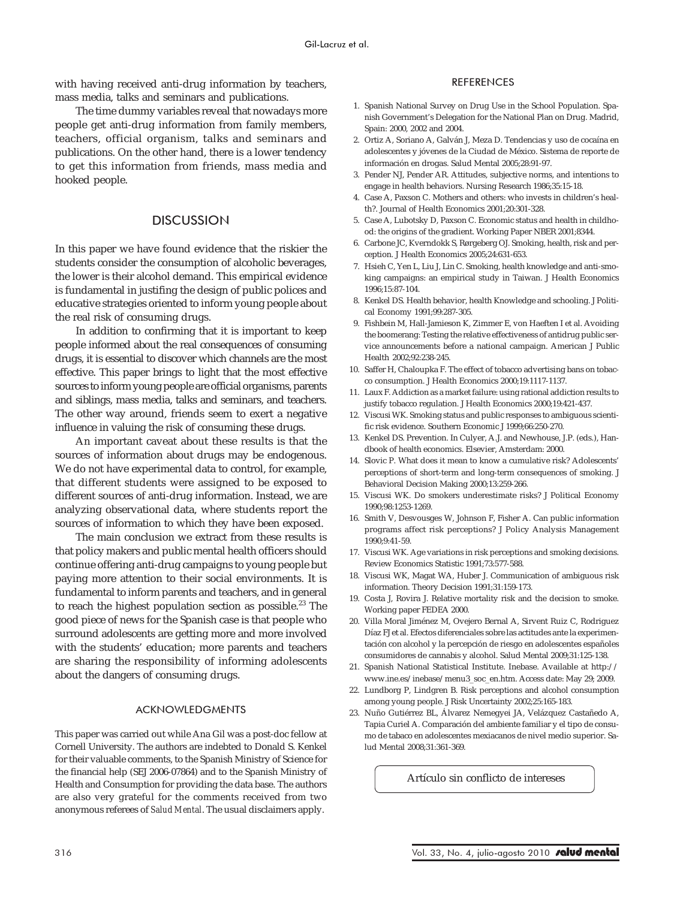with having received anti-drug information by teachers, mass media, talks and seminars and publications.

The time dummy variables reveal that nowadays more people get anti-drug information from family members, teachers, official organism, talks and seminars and publications. On the other hand, there is a lower tendency to get this information from friends, mass media and hooked people.

## DISCUSSION

In this paper we have found evidence that the riskier the students consider the consumption of alcoholic beverages, the lower is their alcohol demand. This empirical evidence is fundamental in justifing the design of public polices and educative strategies oriented to inform young people about the real risk of consuming drugs.

In addition to confirming that it is important to keep people informed about the real consequences of consuming drugs, it is essential to discover which channels are the most effective. This paper brings to light that the most effective sources to inform young people are official organisms, parents and siblings, mass media, talks and seminars, and teachers. The other way around, friends seem to exert a negative influence in valuing the risk of consuming these drugs.

An important caveat about these results is that the sources of information about drugs may be endogenous. We do not have experimental data to control, for example, that different students were assigned to be exposed to different sources of anti-drug information. Instead, we are analyzing observational data, where students report the sources of information to which they have been exposed.

The main conclusion we extract from these results is that policy makers and public mental health officers should continue offering anti-drug campaigns to young people but paying more attention to their social environments. It is fundamental to inform parents and teachers, and in general to reach the highest population section as possible.[23] The good piece of news for the Spanish case is that people who surround adolescents are getting more and more involved with the students' education; more parents and teachers are sharing the responsibility of informing adolescents about the dangers of consuming drugs.

## ACKNOWLEDGMENTS

This paper was carried out while Ana Gil was a post-doc fellow at Cornell University. The authors are indebted to Donald S. Kenkel for their valuable comments, to the Spanish Ministry of Science for the financial help (SEJ 2006-07864) and to the Spanish Ministry of Health and Consumption for providing the data base. The authors are also very grateful for the comments received from two anonymous referees of *Salud Mental*. The usual disclaimers apply.

## REFERENCES

1. Spanish National Survey on Drug Use in the School Population. Spanish Government's Delegation for the National Plan on Drug. Madrid, Spain: 2000, 2002 and 2004.
2. Ortiz A, Soriano A, Galván J, Meza D. Tendencias y uso de cocaína en adolescentes y jóvenes de la Ciudad de México. Sistema de reporte de información en drogas. Salud Mental 2005;28:91-97.
3. Pender NJ, Pender AR. Attitudes, subjective norms, and intentions to engage in health behaviors. Nursing Research 1986;35:15-18.
4. Case A, Paxson C. Mothers and others: who invests in children's health?. Journal of Health Economics 2001;20:301-328.
5. Case A, Lubotsky D, Paxson C. Economic status and health in childhood: the origins of the gradient. Working Paper NBER 2001;8344.
6. Carbone JC, Kverndokk S, Røgeberg OJ. Smoking, health, risk and perception. J Health Economics 2005;24:631-653.
7. Hsieh C, Yen L, Liu J, Lin C. Smoking, health knowledge and anti-smoking campaigns: an empirical study in Taiwan. J Health Economics 1996;15:87-104.
8. Kenkel DS. Health behavior, health Knowledge and schooling. J Political Economy 1991;99:287-305.
9. Fishbein M, Hall-Jamieson K, Zimmer E, von Haeften I et al. Avoiding the boomerang: Testing the relative effectiveness of antidrug public service announcements before a national campaign. American J Public Health 2002;92:238-245.
10. Saffer H, Chaloupka F. The effect of tobacco advertising bans on tobacco consumption. J Health Economics 2000;19:1117-1137.
11. Laux F. Addiction as a market failure: using rational addiction results to justify tobacco regulation. J Health Economics 2000;19:421-437.
12. Viscusi WK. Smoking status and public responses to ambiguous scientific risk evidence. Southern Economic J 1999;66:250-270.
13. Kenkel DS. Prevention. In Culyer, A.J. and Newhouse, J.P. (eds.), Handbook of health economics. Elsevier, Amsterdam: 2000.
14. Slovic P. What does it mean to know a cumulative risk? Adolescents' perceptions of short-term and long-term consequences of smoking. J Behavioral Decision Making 2000;13:259-266.
15. Viscusi WK. Do smokers underestimate risks? J Political Economy 1990;98:1253-1269.
16. Smith V, Desvousges W, Johnson F, Fisher A. Can public information programs affect risk perceptions? J Policy Analysis Management 1990;9:41-59.
17. Viscusi WK. Age variations in risk perceptions and smoking decisions. Review Economics Statistic 1991;73:577-588.
18. Viscusi WK, Magat WA, Huber J. Communication of ambiguous risk information. Theory Decision 1991;31:159-173.
19. Costa J, Rovira J. Relative mortality risk and the decision to smoke. Working paper FEDEA 2000.
20. Villa Moral Jiménez M, Ovejero Bernal A, Sirvent Ruiz C, Rodriguez Díaz FJ et al. Efectos diferenciales sobre las actitudes ante la experimentación con alcohol y la percepción de riesgo en adolescentes españoles consumidores de cannabis y alcohol. Salud Mental 2009;31:125-138.
21. Spanish National Statistical Institute. Inebase. Available at http://www.ine.es/inebase/menu3_soc_en.htm. Access date: May 29; 2009.
22. Lundborg P, Lindgren B. Risk perceptions and alcohol consumption among young people. J Risk Uncertainty 2002;25:165-183.
23. Nuño Gutiérrez BL, Álvarez Nemegyei JA, Velázquez Castañedo A, Tapia Curiel A. Comparación del ambiente familiar y el tipo de consumo de tabaco en adolescentes mexiacanos de nivel medio superior. Salud Mental 2008;31:361-369.

Artículo sin conflicto de intereses